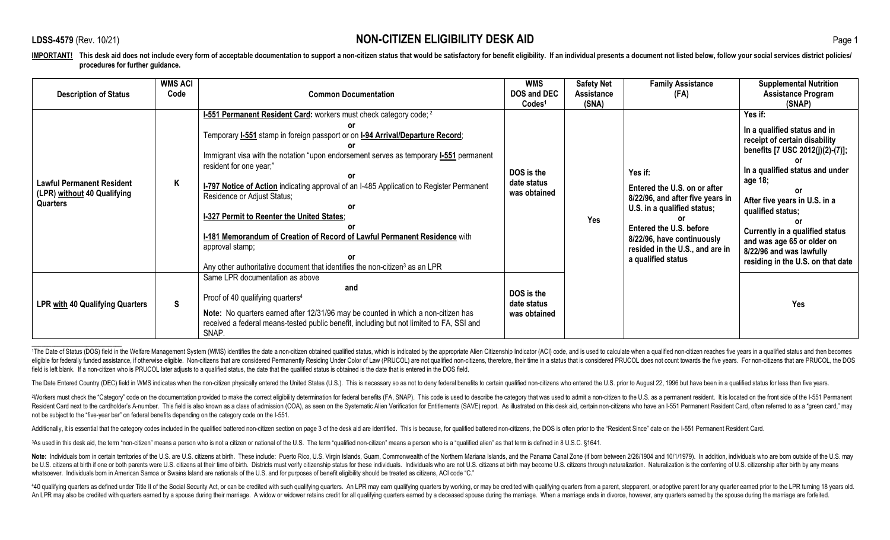**LDSS-4579** (Rev. 10/21)

# NON-CITIZEN ELIGIBILITY DESK AID

**IMPORTANT! This desk aid does not include every form of acceptable documentation to support a non-citizen status that would be satisfactory for benefit eligibility. If an individual presents a document not listed below, follow your social services district policies/ procedures for further guidance.**

| Description of Status | WMS ACI Code | Common Documentation | WMS DOS and DEC Codes[1] | Safety Net Assistance (SNA) | Family Assistance (FA) | Supplemental Nutrition Assistance Program (SNAP) |
|---|---|---|---|---|---|---|
| **Lawful Permanent Resident (LPR) without 40 Qualifying Quarters** | **K** | **I-551 Permanent Resident Card:** workers must check category code; [2] **or** Temporary **I-551** stamp in foreign passport or on **I-94 Arrival/Departure Record**; **or** Immigrant visa with the notation "upon endorsement serves as temporary **I-551** permanent resident for one year;" **or** **I-797 Notice of Action** indicating approval of an I-485 Application to Register Permanent Residence or Adjust Status; **or** **I-327 Permit to Reenter the United States**; **or** **I-181 Memorandum of Creation of Record of Lawful Permanent Residence** with approval stamp; **or** Any other authoritative document that identifies the non-citizen[3] as an LPR | **DOS is the date status was obtained** | **Yes** | **Yes if:** **Entered the U.S. on or after 8/22/96, and after five years in U.S. in a qualified status;** **or** **Entered the U.S. before 8/22/96, have continuously resided in the U.S., and are in a qualified status** | **Yes if:** **In a qualified status and in receipt of certain disability benefits [7 USC 2012(j)(2)-(7)];** **or** **In a qualified status and under age 18;** **or** **After five years in U.S. in a qualified status;** **or** **Currently in a qualified status and was age 65 or older on 8/22/96 and was lawfully residing in the U.S. on that date** |
| **LPR with 40 Qualifying Quarters** | **S** | Same LPR documentation as above **and** Proof of 40 qualifying quarters[4] **Note:** No quarters earned after 12/31/96 may be counted in which a non-citizen has received a federal means-tested public benefit, including but not limited to FA, SSI and SNAP. | **DOS is the date status was obtained** | | | **Yes** |

[1]The Date of Status (DOS) field in the Welfare Management System (WMS) identifies the date a non-citizen obtained qualified status, which is indicated by the appropriate Alien Citizenship Indicator (ACI) code, and is used to calculate when a qualified non-citizen reaches five years in a qualified status and then becomes eligible for federally funded assistance, if otherwise eligible. Non-citizens that are considered Permanently Residing Under Color of Law (PRUCOL) are not qualified non-citizens, therefore, their time in a status that is considered PRUCOL does not count towards the five years. For non-citizens that are PRUCOL, the DOS field is left blank. If a non-citizen who is PRUCOL later adjusts to a qualified status, the date that the qualified status is obtained is the date that is entered in the DOS field.

The Date Entered Country (DEC) field in WMS indicates when the non-citizen physically entered the United States (U.S.). This is necessary so as not to deny federal benefits to certain qualified non-citizens who entered the U.S. prior to August 22, 1996 but have been in a qualified status for less than five years.

[2]Workers must check the "Category" code on the documentation provided to make the correct eligibility determination for federal benefits (FA, SNAP). This code is used to describe the category that was used to admit a non-citizen to the U.S. as a permanent resident. It is located on the front side of the I-551 Permanent Resident Card next to the cardholder's A-number. This field is also known as a class of admission (COA), as seen on the Systematic Alien Verification for Entitlements (SAVE) report. As illustrated on this desk aid, certain non-citizens who have an I-551 Permanent Resident Card, often referred to as a "green card," may not be subject to the "five-year bar" on federal benefits depending on the category code on the I-551.

Additionally, it is essential that the category codes included in the qualified battered non-citizen section on page 3 of the desk aid are identified. This is because, for qualified battered non-citizens, the DOS is often prior to the "Resident Since" date on the I-551 Permanent Resident Card.

[3]As used in this desk aid, the term "non-citizen" means a person who is not a citizen or national of the U.S. The term "qualified non-citizen" means a person who is a "qualified alien" as that term is defined in 8 U.S.C. §1641.

**Note:** Individuals born in certain territories of the U.S. are U.S. citizens at birth. These include: Puerto Rico, U.S. Virgin Islands, Guam, Commonwealth of the Northern Mariana Islands, and the Panama Canal Zone (if born between 2/26/1904 and 10/1/1979). In addition, individuals who are born outside of the U.S. may be U.S. citizens at birth if one or both parents were U.S. citizens at their time of birth. Districts must verify citizenship status for these individuals. Individuals who are not U.S. citizens at birth may become U.S. citizens through naturalization. Naturalization is the conferring of U.S. citizenship after birth by any means whatsoever. Individuals born in American Samoa or Swains Island are nationals of the U.S. and for purposes of benefit eligibility should be treated as citizens, ACI code "C."

[4]40 qualifying quarters as defined under Title II of the Social Security Act, or can be credited with such qualifying quarters. An LPR may earn qualifying quarters by working, or may be credited with qualifying quarters from a parent, stepparent, or adoptive parent for any quarter earned prior to the LPR turning 18 years old. An LPR may also be credited with quarters earned by a spouse during their marriage. A widow or widower retains credit for all qualifying quarters earned by a deceased spouse during the marriage. When a marriage ends in divorce, however, any quarters earned by the spouse during the marriage are forfeited.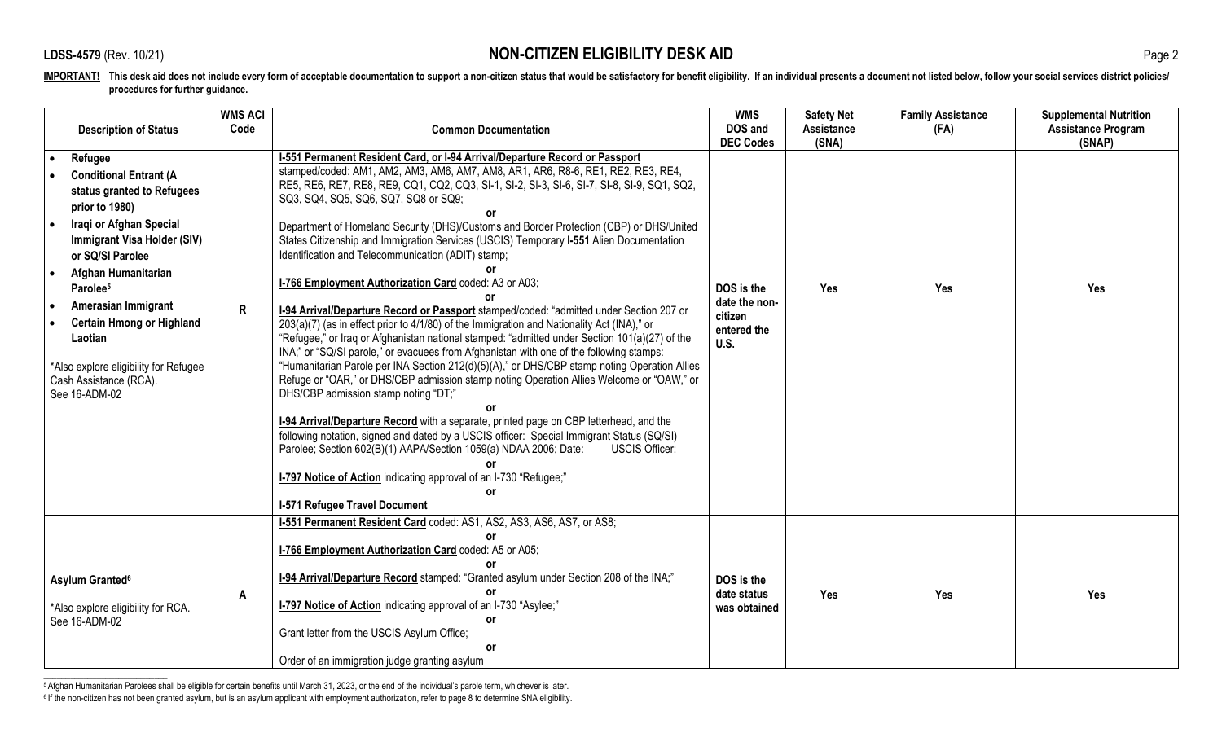**IMPORTANT!** This desk aid does not include every form of acceptable documentation to support a non-citizen status that would be satisfactory for benefit eligibility. If an individual presents a document not listed below, follow your social services district policies/ procedures for further guidance.

| Description of Status | WMS ACI Code | Common Documentation | WMS DOS and DEC Codes | Safety Net Assistance (SNA) | Family Assistance (FA) | Supplemental Nutrition Assistance Program (SNAP) |
|---|---|---|---|---|---|---|
| • **Refugee**<br>• **Conditional Entrant (A status granted to Refugees prior to 1980)**<br>• **Iraqi or Afghan Special Immigrant Visa Holder (SIV) or SQ/SI Parolee**<br>• **Afghan Humanitarian Parolee**[5]<br>• **Amerasian Immigrant**<br>• **Certain Hmong or Highland Laotian**<br><br>*Also explore eligibility for Refugee Cash Assistance (RCA). See 16-ADM-02 | R | **I-551 Permanent Resident Card, or I-94 Arrival/Departure Record or Passport** stamped/coded: AM1, AM2, AM3, AM6, AM7, AM8, AR1, AR6, R8-6, RE1, RE2, RE3, RE4, RE5, RE6, RE7, RE8, RE9, CQ1, CQ2, CQ3, SI-1, SI-2, SI-3, SI-6, SI-7, SI-8, SI-9, SQ1, SQ2, SQ3, SQ4, SQ5, SQ6, SQ7, SQ8 or SQ9;<br>**or**<br>Department of Homeland Security (DHS)/Customs and Border Protection (CBP) or DHS/United States Citizenship and Immigration Services (USCIS) Temporary **I-551** Alien Documentation Identification and Telecommunication (ADIT) stamp;<br>**or**<br>**I-766 Employment Authorization Card** coded: A3 or A03;<br>**or**<br>**I-94 Arrival/Departure Record or Passport** stamped/coded: "admitted under Section 207 or 203(a)(7) (as in effect prior to 4/1/80) of the Immigration and Nationality Act (INA)," or "Refugee," or Iraq or Afghanistan national stamped: "admitted under Section 101(a)(27) of the INA;" or "SQ/SI parole," or evacuees from Afghanistan with one of the following stamps: "Humanitarian Parole per INA Section 212(d)(5)(A)," or DHS/CBP stamp noting Operation Allies Refuge or "OAR," or DHS/CBP admission stamp noting Operation Allies Welcome or "OAW," or DHS/CBP admission stamp noting "DT;"<br>**or**<br>**I-94 Arrival/Departure Record** with a separate, printed page on CBP letterhead, and the following notation, signed and dated by a USCIS officer: Special Immigrant Status (SQ/SI) Parolee; Section 602(B)(1) AAPA/Section 1059(a) NDAA 2006; Date: ____ USCIS Officer: ____<br>**or**<br>**I-797 Notice of Action** indicating approval of an I-730 "Refugee;"<br>**or**<br>**I-571 Refugee Travel Document** | DOS is the date the non-citizen entered the U.S. | Yes | Yes | Yes |
| **Asylum Granted**[6]<br><br>*Also explore eligibility for RCA. See 16-ADM-02 | A | **I-551 Permanent Resident Card** coded: AS1, AS2, AS3, AS6, AS7, or AS8;<br>**or**<br>**I-766 Employment Authorization Card** coded: A5 or A05;<br>**or**<br>**I-94 Arrival/Departure Record** stamped: "Granted asylum under Section 208 of the INA;"<br>**or**<br>**I-797 Notice of Action** indicating approval of an I-730 "Asylee;"<br>**or**<br>Grant letter from the USCIS Asylum Office;<br>**or**<br>Order of an immigration judge granting asylum | DOS is the date status was obtained | Yes | Yes | Yes |

[5] Afghan Humanitarian Parolees shall be eligible for certain benefits until March 31, 2023, or the end of the individual's parole term, whichever is later.

[6] If the non-citizen has not been granted asylum, but is an asylum applicant with employment authorization, refer to page 8 to determine SNA eligibility.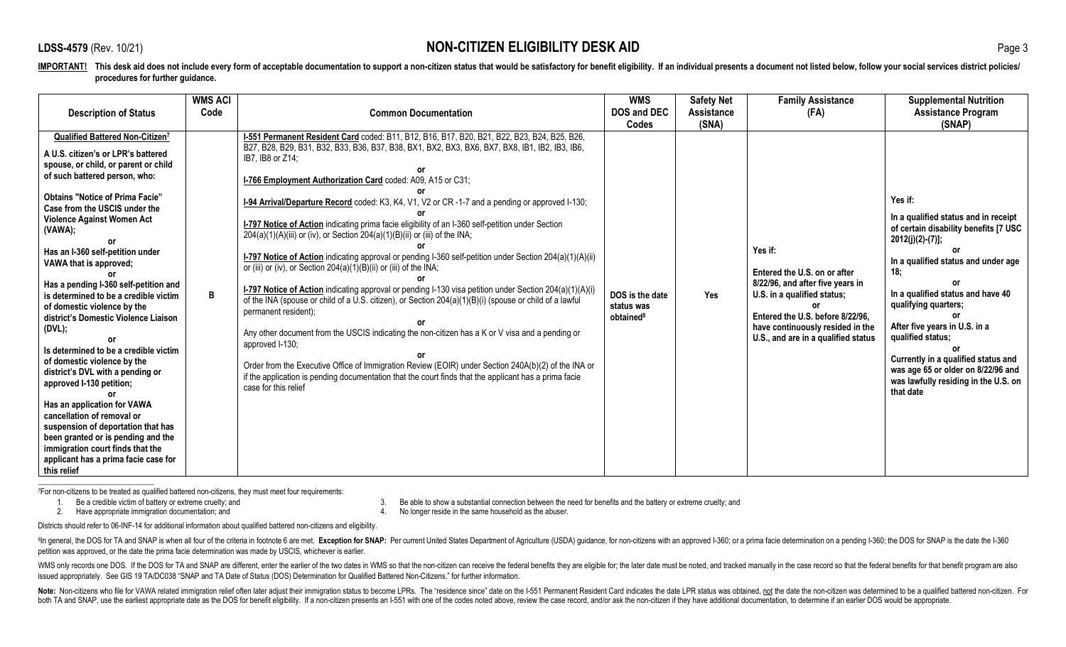**LDSS-4579** (Rev. 10/21) **NON-CITIZEN ELIGIBILITY DESK AID**

**IMPORTANT! This desk aid does not include every form of acceptable documentation to support a non-citizen status that would be satisfactory for benefit eligibility. If an individual presents a document not listed below, follow your social services district policies/ procedures for further guidance.**

| Description of Status | WMS ACI Code | Common Documentation | WMS DOS and DEC Codes | Safety Net Assistance (SNA) | Family Assistance (FA) | Supplemental Nutrition Assistance Program (SNAP) |
|---|---|---|---|---|---|---|
| **Qualified Battered Non-Citizen**[7]<br><br>**A U.S. citizen's or LPR's battered spouse, or child, or parent or child of such battered person, who:**<br><br>**Obtains "Notice of Prima Facie" Case from the USCIS under the Violence Against Women Act (VAWA);**<br>**or**<br>**Has an I-360 self-petition under VAWA that is approved;**<br>**or**<br>**Has a pending I-360 self-petition and is determined to be a credible victim of domestic violence by the district's Domestic Violence Liaison (DVL);**<br>**or**<br>**Is determined to be a credible victim of domestic violence by the district's DVL with a pending or approved I-130 petition;**<br>**or**<br>**Has an application for VAWA cancellation of removal or suspension of deportation that has been granted or is pending and the immigration court finds that the applicant has a prima facie case for this relief** | **B** | **I-551 Permanent Resident Card** coded: B11, B12, B16, B17, B20, B21, B22, B23, B24, B25, B26, B27, B28, B29, B31, B32, B33, B36, B37, B38, BX1, BX2, BX3, BX6, BX7, BX8, IB1, IB2, IB3, IB6, IB7, IB8 or Z14;<br>**or**<br>**I-766 Employment Authorization Card** coded: A09, A15 or C31;<br>**or**<br>**I-94 Arrival/Departure Record** coded: K3, K4, V1, V2 or CR -1-7 and a pending or approved I-130;<br>**or**<br>**I-797 Notice of Action** indicating prima facie eligibility of an I-360 self-petition under Section 204(a)(1)(A)(iii) or (iv), or Section 204(a)(1)(B)(ii) or (iii) of the INA;<br>**or**<br>**I-797 Notice of Action** indicating approval or pending I-360 self-petition under Section 204(a)(1)(A)(ii) or (iii) or (iv), or Section 204(a)(1)(B)(ii) or (iii) of the INA;<br>**or**<br>**I-797 Notice of Action** indicating approval or pending I-130 visa petition under Section 204(a)(1)(A)(i) of the INA (spouse or child of a U.S. citizen), or Section 204(a)(1)(B)(i) (spouse or child of a lawful permanent resident);<br>**or**<br>Any other document from the USCIS indicating the non-citizen has a K or V visa and a pending or approved I-130;<br>**or**<br>Order from the Executive Office of Immigration Review (EOIR) under Section 240A(b)(2) of the INA or if the application is pending documentation that the court finds that the applicant has a prima facie case for this relief | DOS is the date status was obtained[8] | **Yes** | **Yes if:**<br><br>**Entered the U.S. on or after 8/22/96, and after five years in U.S. in a qualified status;**<br>**or**<br>**Entered the U.S. before 8/22/96, have continuously resided in the U.S., and are in a qualified status** | **Yes if:**<br><br>**In a qualified status and in receipt of certain disability benefits [7 USC 2012(j)(2)-(7)];**<br>**or**<br>**In a qualified status and under age 18;**<br>**or**<br>**In a qualified status and have 40 qualifying quarters;**<br>**or**<br>**After five years in U.S. in a qualified status;**<br>**or**<br>**Currently in a qualified status and was age 65 or older on 8/22/96 and was lawfully residing in the U.S. on that date** |

[7]For non-citizens to be treated as qualified battered non-citizens, they must meet four requirements:

1. Be a credible victim of battery or extreme cruelty; and
2. Have appropriate immigration documentation; and
3. Be able to show a substantial connection between the need for benefits and the battery or extreme cruelty; and
4. No longer reside in the same household as the abuser.

Districts should refer to 06-INF-14 for additional information about qualified battered non-citizens and eligibility.

[8]In general, the DOS for TA and SNAP is when all four of the criteria in footnote 6 are met. **Exception for SNAP:** Per current United States Department of Agriculture (USDA) guidance, for non-citizens with an approved I-360; or a prima facie determination on a pending I-360; the DOS for SNAP is the date the I-360 petition was approved, or the date the prima facie determination was made by USCIS, whichever is earlier.

WMS only records one DOS. If the DOS for TA and SNAP are different, enter the earlier of the two dates in WMS so that the non-citizen can receive the federal benefits they are eligible for; the later date must be noted, and tracked manually in the case record so that the federal benefits for that benefit program are also issued appropriately. See GIS 19 TA/DC038 "SNAP and TA Date of Status (DOS) Determination for Qualified Battered Non-Citizens," for further information.

**Note:** Non-citizens who file for VAWA related immigration relief often later adjust their immigration status to become LPRs. The "residence since" date on the I-551 Permanent Resident Card indicates the date LPR status was obtained, not the date the non-citizen was determined to be a qualified battered non-citizen. For both TA and SNAP, use the earliest appropriate date as the DOS for benefit eligibility. If a non-citizen presents an I-551 with one of the codes noted above, review the case record, and/or ask the non-citizen if they have additional documentation, to determine if an earlier DOS would be appropriate.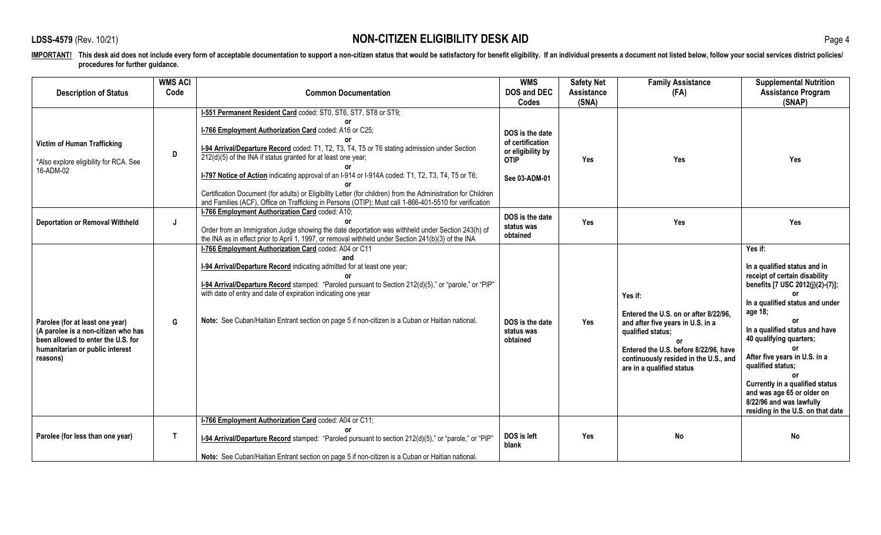**IMPORTANT!** This desk aid does not include every form of acceptable documentation to support a non-citizen status that would be satisfactory for benefit eligibility. If an individual presents a document not listed below, follow your social services district policies/ procedures for further guidance.

| Description of Status | WMS ACI Code | Common Documentation | WMS DOS and DEC Codes | Safety Net Assistance (SNA) | Family Assistance (FA) | Supplemental Nutrition Assistance Program (SNAP) |
|---|---|---|---|---|---|---|
| **Victim of Human Trafficking**<br><br>*Also explore eligibility for RCA. See 16-ADM-02 | D | **I-551 Permanent Resident Card** coded: ST0, ST6, ST7, ST8 or ST9;<br>**or**<br>**I-766 Employment Authorization Card** coded: A16 or C25;<br>**or**<br>**I-94 Arrival/Departure Record** coded: T1, T2, T3, T4, T5 or T6 stating admission under Section 212(d)(5) of the INA if status granted for at least one year;<br>**or**<br>**I-797 Notice of Action** indicating approval of an I-914 or I-914A coded: T1, T2, T3, T4, T5 or T6;<br>**or**<br>Certification Document (for adults) or Eligibility Letter (for children) from the Administration for Children and Families (ACF), Office on Trafficking in Persons (OTIP); Must call 1-866-401-5510 for verification | **DOS is the date of certification or eligibility by OTIP**<br><br>**See 03-ADM-01** | **Yes** | **Yes** | **Yes** |
| **Deportation or Removal Withheld** | J | **I-766 Employment Authorization Card** coded: A10;<br>**or**<br>Order from an Immigration Judge showing the date deportation was withheld under Section 243(h) of the INA as in effect prior to April 1, 1997, or removal withheld under Section 241(b)(3) of the INA | **DOS is the date status was obtained** | **Yes** | **Yes** | **Yes** |
| **Parolee (for at least one year) (A parolee is a non-citizen who has been allowed to enter the U.S. for humanitarian or public interest reasons)** | G | **I-766 Employment Authorization Card** coded: A04 or C11<br>**and**<br>**I-94 Arrival/Departure Record** indicating admitted for at least one year;<br>**or**<br>**I-94 Arrival/Departure Record** stamped: "Paroled pursuant to Section 212(d)(5)," or "parole," or "PIP" with date of entry and date of expiration indicating one year<br><br>**Note:** See Cuban/Haitian Entrant section on page 5 if non-citizen is a Cuban or Haitian national. | **DOS is the date status was obtained** | **Yes** | **Yes if:**<br><br>**Entered the U.S. on or after 8/22/96, and after five years in U.S. in a qualified status;**<br>**or**<br>**Entered the U.S. before 8/22/96, have continuously resided in the U.S., and are in a qualified status** | **Yes if:**<br><br>**In a qualified status and in receipt of certain disability benefits [7 USC 2012(j)(2)-(7)];**<br>**or**<br>**In a qualified status and under age 18;**<br>**or**<br>**In a qualified status and have 40 qualifying quarters;**<br>**or**<br>**After five years in U.S. in a qualified status;**<br>**or**<br>**Currently in a qualified status and was age 65 or older on 8/22/96 and was lawfully residing in the U.S. on that date** |
| **Parolee (for less than one year)** | T | **I-766 Employment Authorization Card** coded: A04 or C11;<br>**or**<br>**I-94 Arrival/Departure Record** stamped: "Paroled pursuant to section 212(d)(5)," or "parole," or "PIP"<br><br>**Note:** See Cuban/Haitian Entrant section on page 5 if non-citizen is a Cuban or Haitian national. | **DOS is left blank** | **Yes** | **No** | **No** |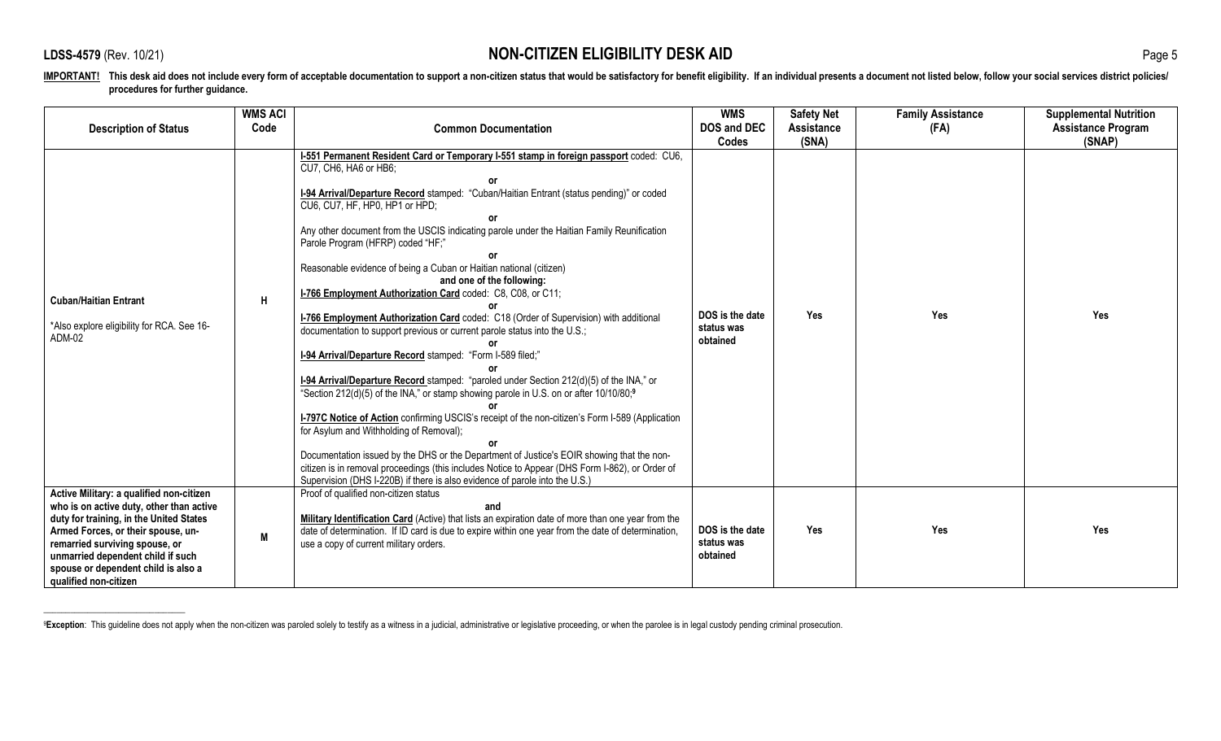**IMPORTANT!** **This desk aid does not include every form of acceptable documentation to support a non-citizen status that would be satisfactory for benefit eligibility. If an individual presents a document not listed below, follow your social services district policies/ procedures for further guidance.**

| Description of Status | WMS ACI Code | Common Documentation | WMS DOS and DEC Codes | Safety Net Assistance (SNA) | Family Assistance (FA) | Supplemental Nutrition Assistance Program (SNAP) |
|---|---|---|---|---|---|---|
| **Cuban/Haitian Entrant**<br><br>*Also explore eligibility for RCA. See 16-ADM-02 | H | **I-551 Permanent Resident Card or Temporary I-551 stamp in foreign passport** coded: CU6, CU7, CH6, HA6 or HB6;<br>**or**<br>**I-94 Arrival/Departure Record** stamped: "Cuban/Haitian Entrant (status pending)" or coded CU6, CU7, HF, HP0, HP1 or HPD;<br>**or**<br>Any other document from the USCIS indicating parole under the Haitian Family Reunification Parole Program (HFRP) coded "HF;"<br>**or**<br>Reasonable evidence of being a Cuban or Haitian national (citizen)<br>**and one of the following:**<br>**I-766 Employment Authorization Card** coded: C8, C08, or C11;<br>**or**<br>**I-766 Employment Authorization Card** coded: C18 (Order of Supervision) with additional documentation to support previous or current parole status into the U.S.;<br>**or**<br>**I-94 Arrival/Departure Record** stamped: "Form I-589 filed;"<br>**or**<br>**I-94 Arrival/Departure Record** stamped: "paroled under Section 212(d)(5) of the INA," or "Section 212(d)(5) of the INA," or stamp showing parole in U.S. on or after 10/10/80;[9]<br>**or**<br>**I-797C Notice of Action** confirming USCIS's receipt of the non-citizen's Form I-589 (Application for Asylum and Withholding of Removal);<br>**or**<br>Documentation issued by the DHS or the Department of Justice's EOIR showing that the non-citizen is in removal proceedings (this includes Notice to Appear (DHS Form I-862), or Order of Supervision (DHS I-220B) if there is also evidence of parole into the U.S.) | DOS is the date status was obtained | Yes | Yes | Yes |
| **Active Military: a qualified non-citizen who is on active duty, other than active duty for training, in the United States Armed Forces, or their spouse, un-remarried surviving spouse, or unmarried dependent child if such spouse or dependent child is also a qualified non-citizen** | M | Proof of qualified non-citizen status<br>**and**<br>**Military Identification Card** (Active) that lists an expiration date of more than one year from the date of determination. If ID card is due to expire within one year from the date of determination, use a copy of current military orders. | DOS is the date status was obtained | Yes | Yes | Yes |

[9] **Exception**: This guideline does not apply when the non-citizen was paroled solely to testify as a witness in a judicial, administrative or legislative proceeding, or when the parolee is in legal custody pending criminal prosecution.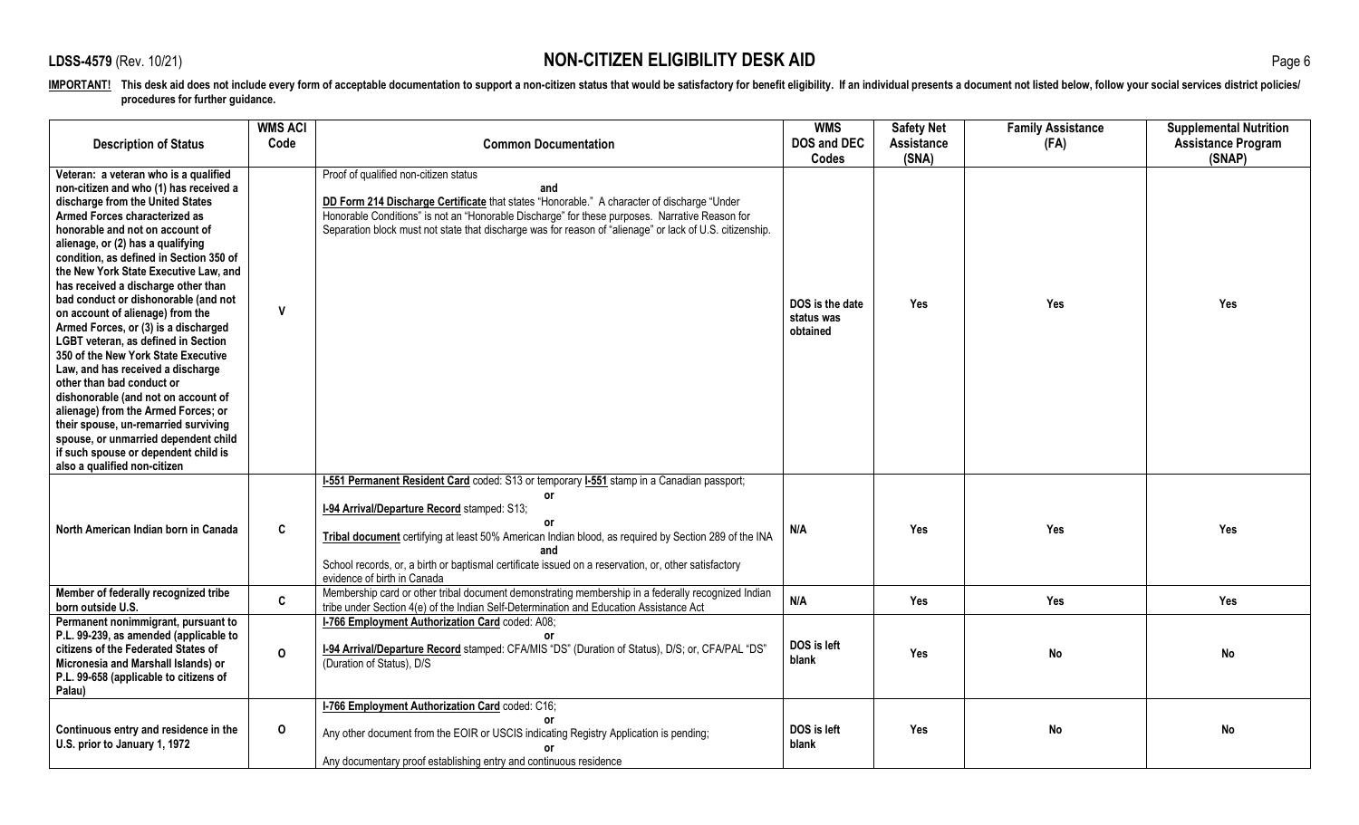**LDSS-4579** (Rev. 10/21)

# NON-CITIZEN ELIGIBILITY DESK AID

**IMPORTANT! This desk aid does not include every form of acceptable documentation to support a non-citizen status that would be satisfactory for benefit eligibility. If an individual presents a document not listed below, follow your social services district policies/ procedures for further guidance.**

| Description of Status | WMS ACI Code | Common Documentation | WMS DOS and DEC Codes | Safety Net Assistance (SNA) | Family Assistance (FA) | Supplemental Nutrition Assistance Program (SNAP) |
|---|---|---|---|---|---|---|
| **Veteran: a veteran who is a qualified non-citizen and who (1) has received a discharge from the United States Armed Forces characterized as honorable and not on account of alienage, or (2) has a qualifying condition, as defined in Section 350 of the New York State Executive Law, and has received a discharge other than bad conduct or dishonorable (and not on account of alienage) from the Armed Forces, or (3) is a discharged LGBT veteran, as defined in Section 350 of the New York State Executive Law, and has received a discharge other than bad conduct or dishonorable (and not on account of alienage) from the Armed Forces; or their spouse, un-remarried surviving spouse, or unmarried dependent child if such spouse or dependent child is also a qualified non-citizen** | **V** | Proof of qualified non-citizen status **and** **DD Form 214 Discharge Certificate** that states "Honorable." A character of discharge "Under Honorable Conditions" is not an "Honorable Discharge" for these purposes. Narrative Reason for Separation block must not state that discharge was for reason of "alienage" or lack of U.S. citizenship. | **DOS is the date status was obtained** | **Yes** | **Yes** | **Yes** |
| **North American Indian born in Canada** | **C** | **I-551 Permanent Resident Card** coded: S13 or temporary **I-551** stamp in a Canadian passport; **or** **I-94 Arrival/Departure Record** stamped: S13; **or** **Tribal document** certifying at least 50% American Indian blood, as required by Section 289 of the INA **and** School records, or, a birth or baptismal certificate issued on a reservation, or, other satisfactory evidence of birth in Canada | **N/A** | **Yes** | **Yes** | **Yes** |
| **Member of federally recognized tribe born outside U.S.** | **C** | Membership card or other tribal document demonstrating membership in a federally recognized Indian tribe under Section 4(e) of the Indian Self-Determination and Education Assistance Act | **N/A** | **Yes** | **Yes** | **Yes** |
| **Permanent nonimmigrant, pursuant to P.L. 99-239, as amended (applicable to citizens of the Federated States of Micronesia and Marshall Islands) or P.L. 99-658 (applicable to citizens of Palau)** | **O** | **I-766 Employment Authorization Card** coded: A08; **or** **I-94 Arrival/Departure Record** stamped: CFA/MIS "DS" (Duration of Status), D/S; or, CFA/PAL "DS" (Duration of Status), D/S | **DOS is left blank** | **Yes** | **No** | **No** |
| **Continuous entry and residence in the U.S. prior to January 1, 1972** | **O** | **I-766 Employment Authorization Card** coded: C16; **or** Any other document from the EOIR or USCIS indicating Registry Application is pending; **or** Any documentary proof establishing entry and continuous residence | **DOS is left blank** | **Yes** | **No** | **No** |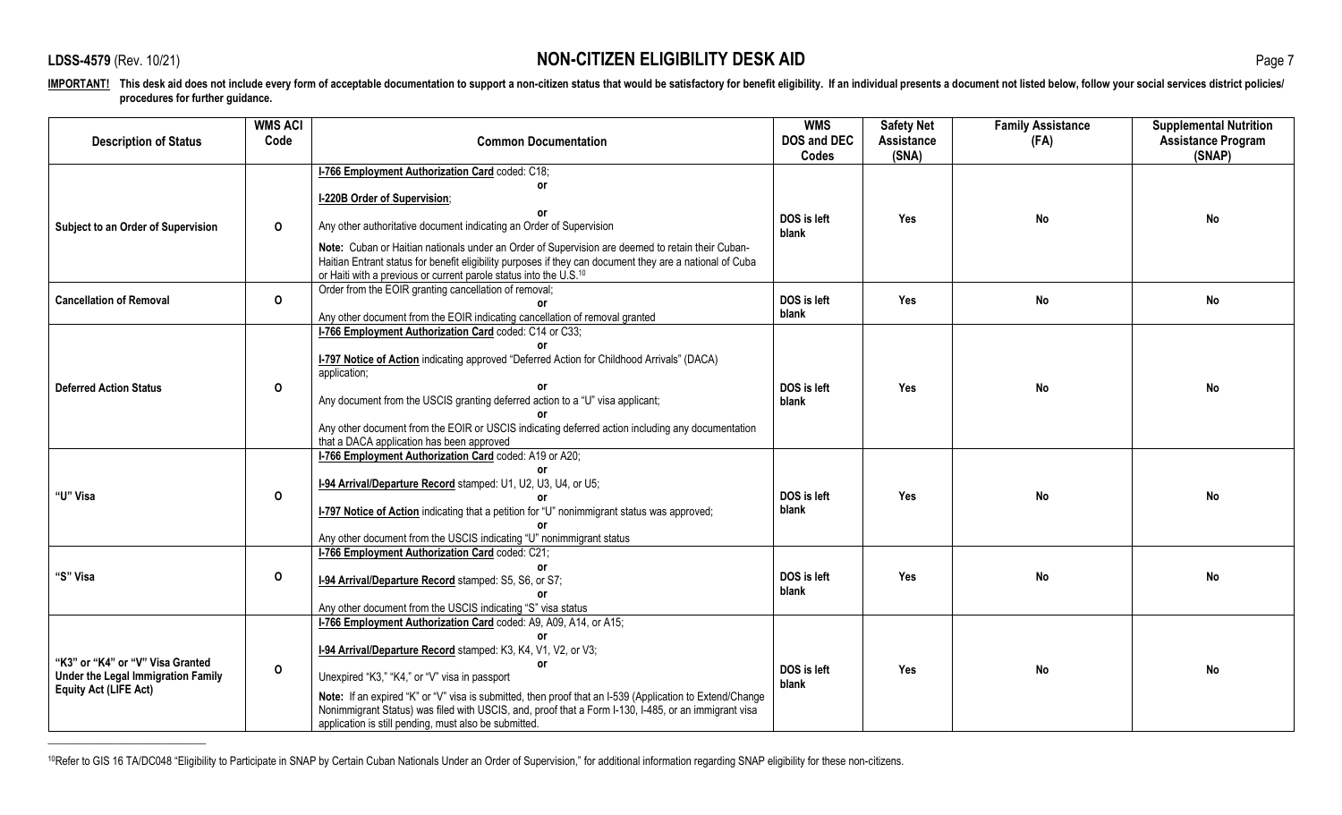**IMPORTANT!** This desk aid does not include every form of acceptable documentation to support a non-citizen status that would be satisfactory for benefit eligibility. If an individual presents a document not listed below, follow your social services district policies/ procedures for further guidance.

| Description of Status | WMS ACI Code | Common Documentation | WMS DOS and DEC Codes | Safety Net Assistance (SNA) | Family Assistance (FA) | Supplemental Nutrition Assistance Program (SNAP) |
|---|---|---|---|---|---|---|
| **Subject to an Order of Supervision** | **O** | **I-766 Employment Authorization Card** coded: C18; **or** **I-220B Order of Supervision**; **or** Any other authoritative document indicating an Order of Supervision<br><br>**Note:** Cuban or Haitian nationals under an Order of Supervision are deemed to retain their Cuban-Haitian Entrant status for benefit eligibility purposes if they can document they are a national of Cuba or Haiti with a previous or current parole status into the U.S.[10] | DOS is left blank | Yes | No | No |
| **Cancellation of Removal** | **O** | Order from the EOIR granting cancellation of removal; **or** Any other document from the EOIR indicating cancellation of removal granted | DOS is left blank | Yes | No | No |
| **Deferred Action Status** | **O** | **I-766 Employment Authorization Card** coded: C14 or C33; **or** **I-797 Notice of Action** indicating approved "Deferred Action for Childhood Arrivals" (DACA) application; **or** Any document from the USCIS granting deferred action to a "U" visa applicant; **or** Any other document from the EOIR or USCIS indicating deferred action including any documentation that a DACA application has been approved | DOS is left blank | Yes | No | No |
| **"U" Visa** | **O** | **I-766 Employment Authorization Card** coded: A19 or A20; **or** **I-94 Arrival/Departure Record** stamped: U1, U2, U3, U4, or U5; **or** **I-797 Notice of Action** indicating that a petition for "U" nonimmigrant status was approved; **or** Any other document from the USCIS indicating "U" nonimmigrant status | DOS is left blank | Yes | No | No |
| **"S" Visa** | **O** | **I-766 Employment Authorization Card** coded: C21; **or** **I-94 Arrival/Departure Record** stamped: S5, S6, or S7; **or** Any other document from the USCIS indicating "S" visa status | DOS is left blank | Yes | No | No |
| **"K3" or "K4" or "V" Visa Granted Under the Legal Immigration Family Equity Act (LIFE Act)** | **O** | **I-766 Employment Authorization Card** coded: A9, A09, A14, or A15; **or** **I-94 Arrival/Departure Record** stamped: K3, K4, V1, V2, or V3; **or** Unexpired "K3," "K4," or "V" visa in passport<br><br>**Note:** If an expired "K" or "V" visa is submitted, then proof that an I-539 (Application to Extend/Change Nonimmigrant Status) was filed with USCIS, and, proof that a Form I-130, I-485, or an immigrant visa application is still pending, must also be submitted. | DOS is left blank | Yes | No | No |

[10] Refer to GIS 16 TA/DC048 "Eligibility to Participate in SNAP by Certain Cuban Nationals Under an Order of Supervision," for additional information regarding SNAP eligibility for these non-citizens.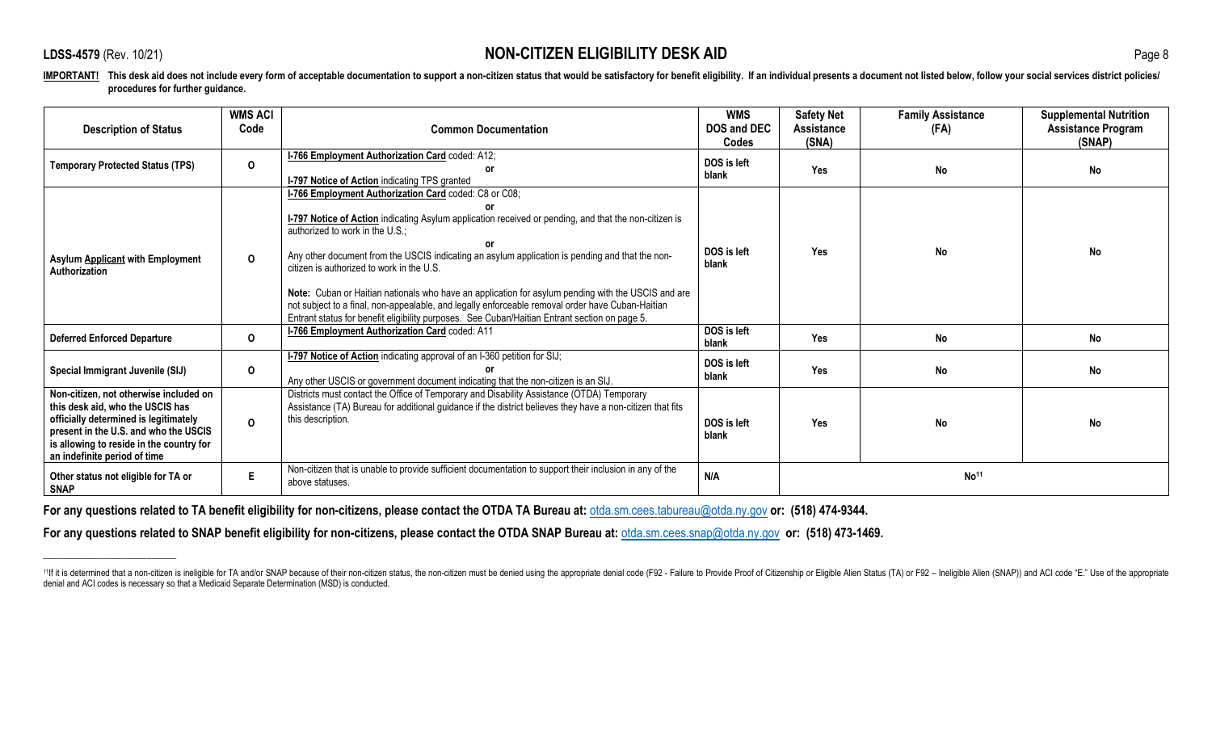**IMPORTANT!** This desk aid does not include every form of acceptable documentation to support a non-citizen status that would be satisfactory for benefit eligibility. If an individual presents a document not listed below, follow your social services district policies/ procedures for further guidance.

| Description of Status | WMS ACI Code | Common Documentation | WMS DOS and DEC Codes | Safety Net Assistance (SNA) | Family Assistance (FA) | Supplemental Nutrition Assistance Program (SNAP) |
|---|---|---|---|---|---|---|
| Temporary Protected Status (TPS) | O | **I-766 Employment Authorization Card** coded: A12; or **I-797 Notice of Action** indicating TPS granted | DOS is left blank | Yes | No | No |
| Asylum **Applicant** with Employment Authorization | O | **I-766 Employment Authorization Card** coded: C8 or C08; or **I-797 Notice of Action** indicating Asylum application received or pending, and that the non-citizen is authorized to work in the U.S.; or Any other document from the USCIS indicating an asylum application is pending and that the non-citizen is authorized to work in the U.S. **Note:** Cuban or Haitian nationals who have an application for asylum pending with the USCIS and are not subject to a final, non-appealable, and legally enforceable removal order have Cuban-Haitian Entrant status for benefit eligibility purposes. See Cuban/Haitian Entrant section on page 5. | DOS is left blank | Yes | No | No |
| Deferred Enforced Departure | O | **I-766 Employment Authorization Card** coded: A11 | DOS is left blank | Yes | No | No |
| Special Immigrant Juvenile (SIJ) | O | **I-797 Notice of Action** indicating approval of an I-360 petition for SIJ; or Any other USCIS or government document indicating that the non-citizen is an SIJ. | DOS is left blank | Yes | No | No |
| **Non-citizen, not otherwise included on this desk aid, who the USCIS has officially determined is legitimately present in the U.S. and who the USCIS is allowing to reside in the country for an indefinite period of time** | O | Districts must contact the Office of Temporary and Disability Assistance (OTDA) Temporary Assistance (TA) Bureau for additional guidance if the district believes they have a non-citizen that fits this description. | DOS is left blank | Yes | No | No |
| **Other status not eligible for TA or SNAP** | E | Non-citizen that is unable to provide sufficient documentation to support their inclusion in any of the above statuses. | N/A | No[11] | | |

**For any questions related to TA benefit eligibility for non-citizens, please contact the OTDA TA Bureau at:** otda.sm.cees.tabureau@otda.ny.gov **or: (518) 474-9344.**

**For any questions related to SNAP benefit eligibility for non-citizens, please contact the OTDA SNAP Bureau at:** otda.sm.cees.snap@otda.ny.gov **or: (518) 473-1469.**

[11] If it is determined that a non-citizen is ineligible for TA and/or SNAP because of their non-citizen status, the non-citizen must be denied using the appropriate denial code (F92 - Failure to Provide Proof of Citizenship or Eligible Alien Status (TA) or F92 – Ineligible Alien (SNAP)) and ACI code "E." Use of the appropriate denial and ACI codes is necessary so that a Medicaid Separate Determination (MSD) is conducted.